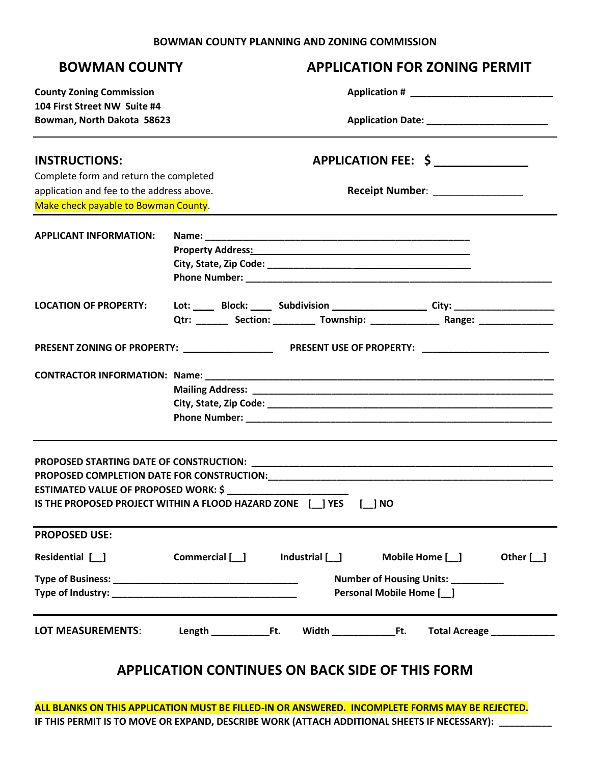**BOWMAN COUNTY PLANNING AND ZONING COMMISSION**

## BOWMAN COUNTY

## APPLICATION FOR ZONING PERMIT

**County Zoning Commission**
**104 First Street NW Suite #4**
**Bowman, North Dakota 58623**

**Application # ___________________________**

**Application Date: _______________________**

---

### INSTRUCTIONS:

Complete form and return the completed application and fee to the address above.
Make check payable to Bowman County.

### APPLICATION FEE: $ ______________

**Receipt Number**: ________________

---

**APPLICANT INFORMATION:**
**Name:** ___________________________________________________
**Property Address:** ___________________________________________
**City, State, Zip Code:** _______________________________________
**Phone Number:** _____________________________________________________________

**LOCATION OF PROPERTY:**
**Lot:** ____ **Block:** ____ **Subdivision** _________________ **City:** ___________________
**Qtr:** ______ **Section:** ________ **Township:** _____________ **Range:** ______________

**PRESENT ZONING OF PROPERTY:** _________________ **PRESENT USE OF PROPERTY:** ________________________

**CONTRACTOR INFORMATION:**
**Name:** ____________________________________________________________________
**Mailing Address:** ____________________________________________________________
**City, State, Zip Code:** _________________________________________________________
**Phone Number:** _____________________________________________________________

---

**PROPOSED STARTING DATE OF CONSTRUCTION:** __________________________________________________________
**PROPOSED COMPLETION DATE FOR CONSTRUCTION:** _______________________________________________________
**ESTIMATED VALUE OF PROPOSED WORK: $** _______________________
**IS THE PROPOSED PROJECT WITHIN A FLOOD HAZARD ZONE [__] YES [__] NO**

---

### PROPOSED USE:

**Residential [__]** **Commercial [__]** **Industrial [__]** **Mobile Home [__]** **Other [__]**

**Type of Business:** ___________________________________
**Type of Industry:** ___________________________________
**Number of Housing Units:** __________
**Personal Mobile Home [__]**

---

**LOT MEASUREMENTS**: **Length** ___________**Ft.** **Width** ____________**Ft.** **Total Acreage** ____________

## APPLICATION CONTINUES ON BACK SIDE OF THIS FORM

**ALL BLANKS ON THIS APPLICATION MUST BE FILLED-IN OR ANSWERED. INCOMPLETE FORMS MAY BE REJECTED.**
**IF THIS PERMIT IS TO MOVE OR EXPAND, DESCRIBE WORK (ATTACH ADDITIONAL SHEETS IF NECESSARY):** __________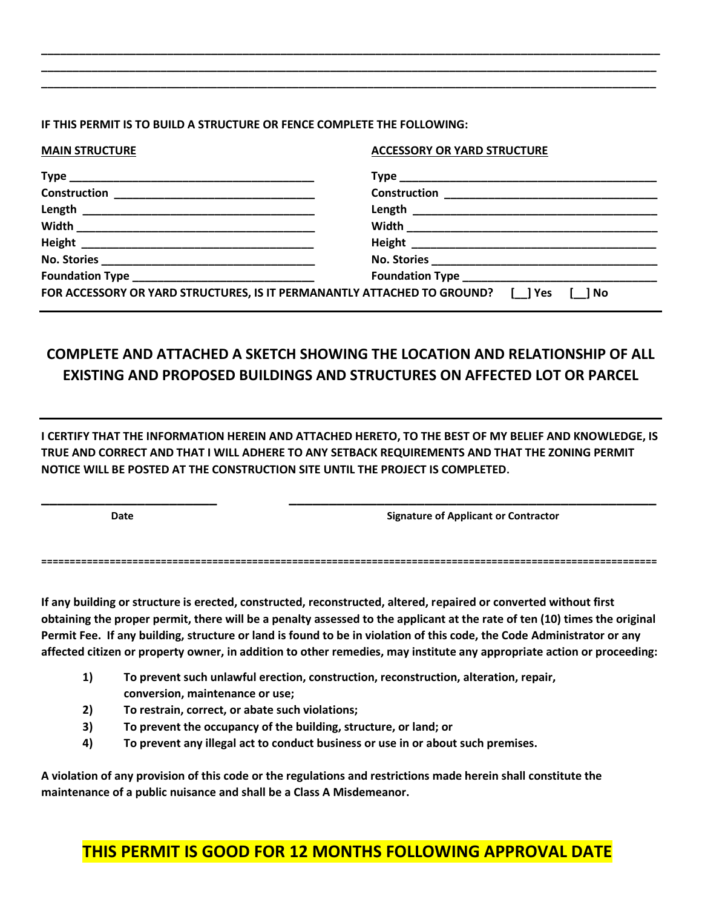______________________________________________________________________________________________
______________________________________________________________________________________________
______________________________________________________________________________________________

**IF THIS PERMIT IS TO BUILD A STRUCTURE OR FENCE COMPLETE THE FOLLOWING:**

| **MAIN STRUCTURE** | **ACCESSORY OR YARD STRUCTURE** |
|---|---|
| **Type** ______________________ | **Type** ______________________ |
| **Construction** ______________________ | **Construction** ______________________ |
| **Length** ______________________ | **Length** ______________________ |
| **Width** ______________________ | **Width** ______________________ |
| **Height** ______________________ | **Height** ______________________ |
| **No. Stories** ______________________ | **No. Stories** ______________________ |
| **Foundation Type** ______________________ | **Foundation Type** ______________________ |

**FOR ACCESSORY OR YARD STRUCTURES, IS IT PERMANANTLY ATTACHED TO GROUND? [__] Yes [__] No**

---

## COMPLETE AND ATTACHED A SKETCH SHOWING THE LOCATION AND RELATIONSHIP OF ALL EXISTING AND PROPOSED BUILDINGS AND STRUCTURES ON AFFECTED LOT OR PARCEL

---

**I CERTIFY THAT THE INFORMATION HEREIN AND ATTACHED HERETO, TO THE BEST OF MY BELIEF AND KNOWLEDGE, IS TRUE AND CORRECT AND THAT I WILL ADHERE TO ANY SETBACK REQUIREMENTS AND THAT THE ZONING PERMIT NOTICE WILL BE POSTED AT THE CONSTRUCTION SITE UNTIL THE PROJECT IS COMPLETED.**

__________________________ __________________________________________

**Date** **Signature of Applicant or Contractor**

==========================================================================================

**If any building or structure is erected, constructed, reconstructed, altered, repaired or converted without first obtaining the proper permit, there will be a penalty assessed to the applicant at the rate of ten (10) times the original Permit Fee. If any building, structure or land is found to be in violation of this code, the Code Administrator or any affected citizen or property owner, in addition to other remedies, may institute any appropriate action or proceeding:**

1) **To prevent such unlawful erection, construction, reconstruction, alteration, repair, conversion, maintenance or use;**
2) **To restrain, correct, or abate such violations;**
3) **To prevent the occupancy of the building, structure, or land; or**
4) **To prevent any illegal act to conduct business or use in or about such premises.**

**A violation of any provision of this code or the regulations and restrictions made herein shall constitute the maintenance of a public nuisance and shall be a Class A Misdemeanor.**

## THIS PERMIT IS GOOD FOR 12 MONTHS FOLLOWING APPROVAL DATE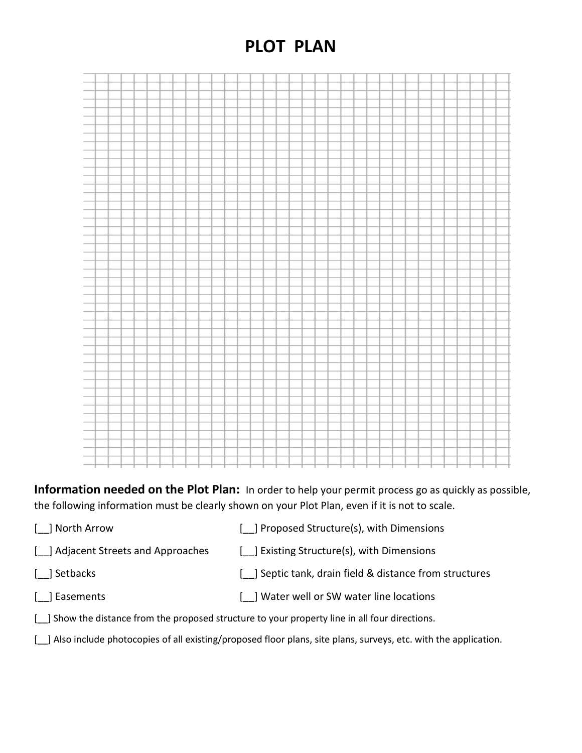# PLOT PLAN

**Information needed on the Plot Plan:** In order to help your permit process go as quickly as possible, the following information must be clearly shown on your Plot Plan, even if it is not to scale.

[__] North Arrow

[__] Adjacent Streets and Approaches

[__] Setbacks

[__] Easements

[__] Proposed Structure(s), with Dimensions

[__] Existing Structure(s), with Dimensions

[__] Septic tank, drain field & distance from structures

[__] Water well or SW water line locations

[__] Show the distance from the proposed structure to your property line in all four directions.

[__] Also include photocopies of all existing/proposed floor plans, site plans, surveys, etc. with the application.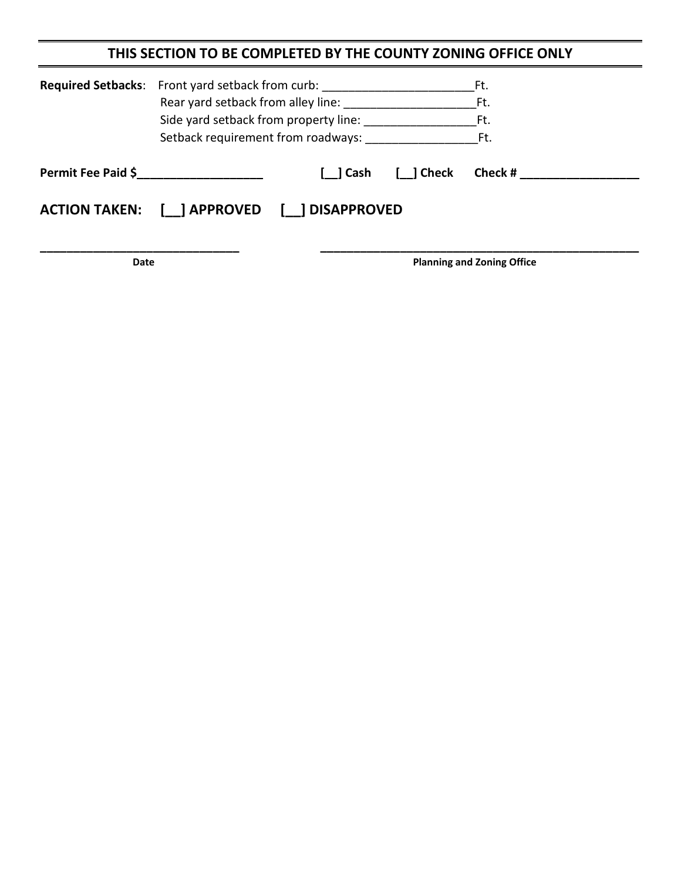## THIS SECTION TO BE COMPLETED BY THE COUNTY ZONING OFFICE ONLY

**Required Setbacks**: Front yard setback from curb: _______________________Ft.
Rear yard setback from alley line: ____________________Ft.
Side yard setback from property line: _________________Ft.
Setback requirement from roadways: _________________Ft.

**Permit Fee Paid $___________________** **[__] Cash** **[__] Check** **Check # __________________**

**ACTION TAKEN: [__] APPROVED [__] DISAPPROVED**

_______________________________ _________________________________________________

**Date** **Planning and Zoning Office**